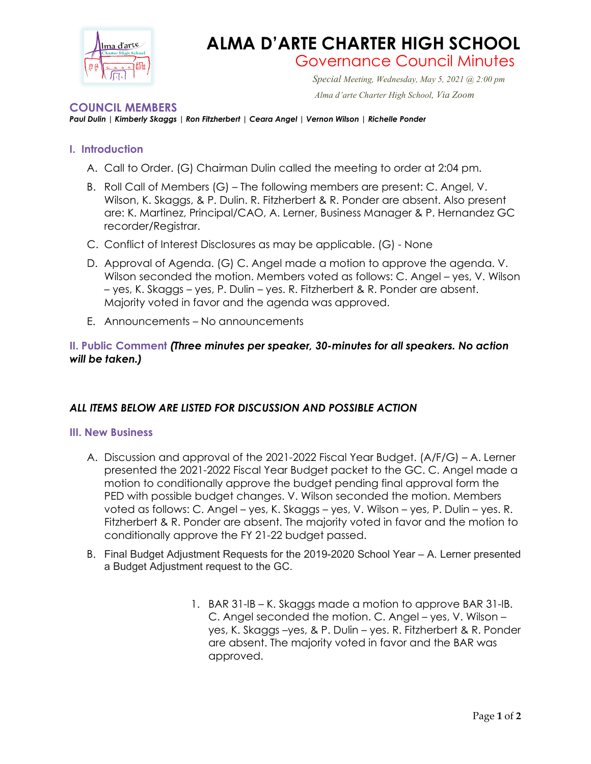# ALMA D'ARTE CHARTER HIGH SCHOOL

## Governance Council Minutes

*Special Meeting, Wednesday, May 5, 2021 @ 2:00 pm*

*Alma d'arte Charter High School, Via Zoom*

## COUNCIL MEMBERS

***Paul Dulin | Kimberly Skaggs | Ron Fitzherbert | Ceara Angel | Vernon Wilson | Richelle Ponder***

### I. Introduction

A. Call to Order. (G) Chairman Dulin called the meeting to order at 2:04 pm.

B. Roll Call of Members (G) – The following members are present: C. Angel, V. Wilson, K. Skaggs, & P. Dulin. R. Fitzherbert & R. Ponder are absent. Also present are: K. Martinez, Principal/CAO, A. Lerner, Business Manager & P. Hernandez GC recorder/Registrar.

C. Conflict of Interest Disclosures as may be applicable. (G) - None

D. Approval of Agenda. (G) C. Angel made a motion to approve the agenda. V. Wilson seconded the motion. Members voted as follows: C. Angel – yes, V. Wilson – yes, K. Skaggs – yes, P. Dulin – yes. R. Fitzherbert & R. Ponder are absent. Majority voted in favor and the agenda was approved.

E. Announcements – No announcements

### II. Public Comment ***(Three minutes per speaker, 30-minutes for all speakers. No action will be taken.)***

***ALL ITEMS BELOW ARE LISTED FOR DISCUSSION AND POSSIBLE ACTION***

### III. New Business

A. Discussion and approval of the 2021-2022 Fiscal Year Budget. (A/F/G) – A. Lerner presented the 2021-2022 Fiscal Year Budget packet to the GC. C. Angel made a motion to conditionally approve the budget pending final approval form the PED with possible budget changes. V. Wilson seconded the motion. Members voted as follows: C. Angel – yes, K. Skaggs – yes, V. Wilson – yes, P. Dulin – yes. R. Fitzherbert & R. Ponder are absent. The majority voted in favor and the motion to conditionally approve the FY 21-22 budget passed.

B. Final Budget Adjustment Requests for the 2019-2020 School Year – A. Lerner presented a Budget Adjustment request to the GC.

1. BAR 31-IB – K. Skaggs made a motion to approve BAR 31-IB. C. Angel seconded the motion. C. Angel – yes, V. Wilson – yes, K. Skaggs –yes, & P. Dulin – yes. R. Fitzherbert & R. Ponder are absent. The majority voted in favor and the BAR was approved.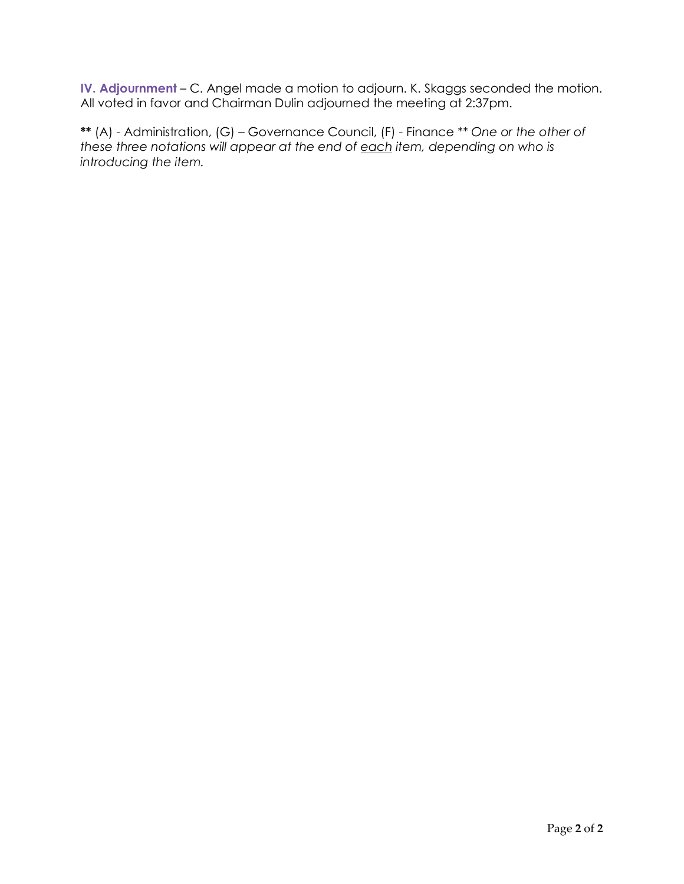**IV. Adjournment** – C. Angel made a motion to adjourn. K. Skaggs seconded the motion. All voted in favor and Chairman Dulin adjourned the meeting at 2:37pm.

**\*\*** (A) - Administration, (G) – Governance Council, (F) - Finance \*\* *One or the other of these three notations will appear at the end of <u>each</u> item, depending on who is introducing the item.*